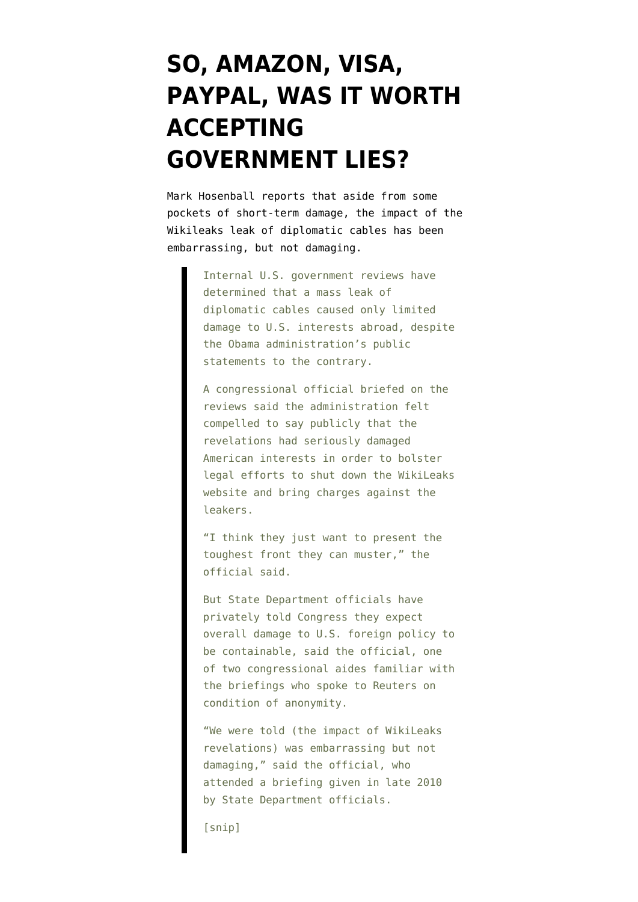# SO, AMAZON, VISA, PAYPAL, WAS IT WORTH ACCEPTING GOVERNMENT LIES?

Mark Hosenball reports that aside from some pockets of short-term damage, the impact of the Wikileaks leak of diplomatic cables has been embarrassing, but not damaging.

> Internal U.S. government reviews have determined that a mass leak of diplomatic cables caused only limited damage to U.S. interests abroad, despite the Obama administration's public statements to the contrary.
>
> A congressional official briefed on the reviews said the administration felt compelled to say publicly that the revelations had seriously damaged American interests in order to bolster legal efforts to shut down the WikiLeaks website and bring charges against the leakers.
>
> "I think they just want to present the toughest front they can muster," the official said.
>
> But State Department officials have privately told Congress they expect overall damage to U.S. foreign policy to be containable, said the official, one of two congressional aides familiar with the briefings who spoke to Reuters on condition of anonymity.
>
> "We were told (the impact of WikiLeaks revelations) was embarrassing but not damaging," said the official, who attended a briefing given in late 2010 by State Department officials.
>
> [snip]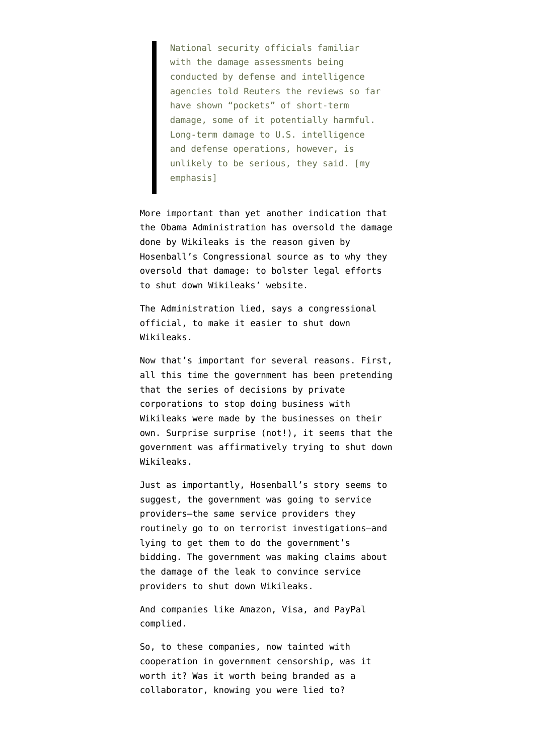> National security officials familiar with the damage assessments being conducted by defense and intelligence agencies told Reuters the reviews so far have shown "pockets" of short-term damage, some of it potentially harmful. Long-term damage to U.S. intelligence and defense operations, however, is unlikely to be serious, they said. [my emphasis]

More important than yet another indication that the Obama Administration has oversold the damage done by Wikileaks is the reason given by Hosenball's Congressional source as to why they oversold that damage: to bolster legal efforts to shut down Wikileaks' website.

The Administration lied, says a congressional official, to make it easier to shut down Wikileaks.

Now that's important for several reasons. First, all this time the government has been pretending that the series of decisions by private corporations to stop doing business with Wikileaks were made by the businesses on their own. Surprise surprise (not!), it seems that the government was affirmatively trying to shut down Wikileaks.

Just as importantly, Hosenball's story seems to suggest, the government was going to service providers–the same service providers they routinely go to on terrorist investigations–and lying to get them to do the government's bidding. The government was making claims about the damage of the leak to convince service providers to shut down Wikileaks.

And companies like Amazon, Visa, and PayPal complied.

So, to these companies, now tainted with cooperation in government censorship, was it worth it? Was it worth being branded as a collaborator, knowing you were lied to?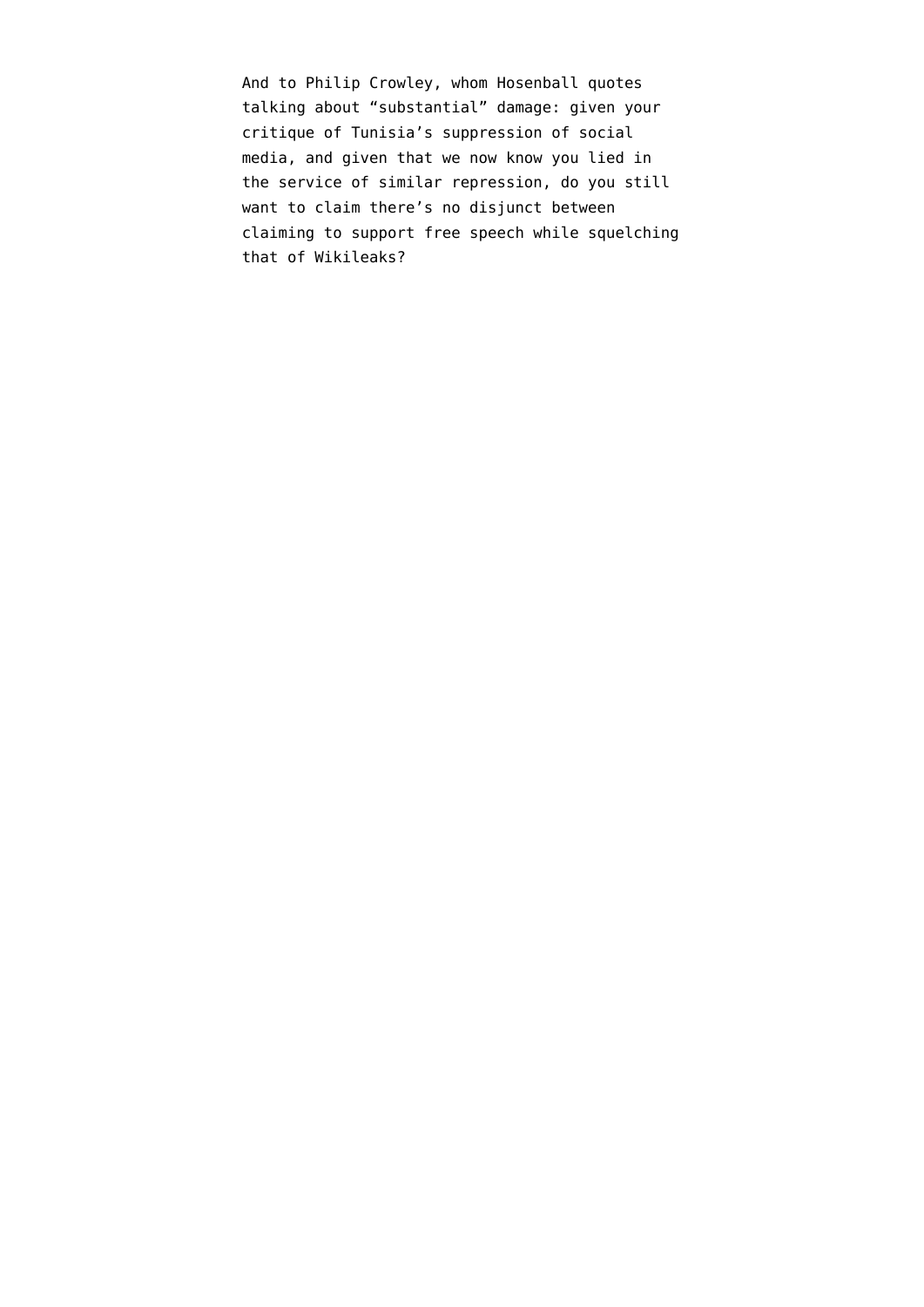And to Philip Crowley, whom Hosenball quotes talking about “substantial” damage: given your critique of Tunisia’s suppression of social media, and given that we now know you lied in the service of similar repression, do you still want to claim there’s no disjunct between claiming to support free speech while squelching that of Wikileaks?